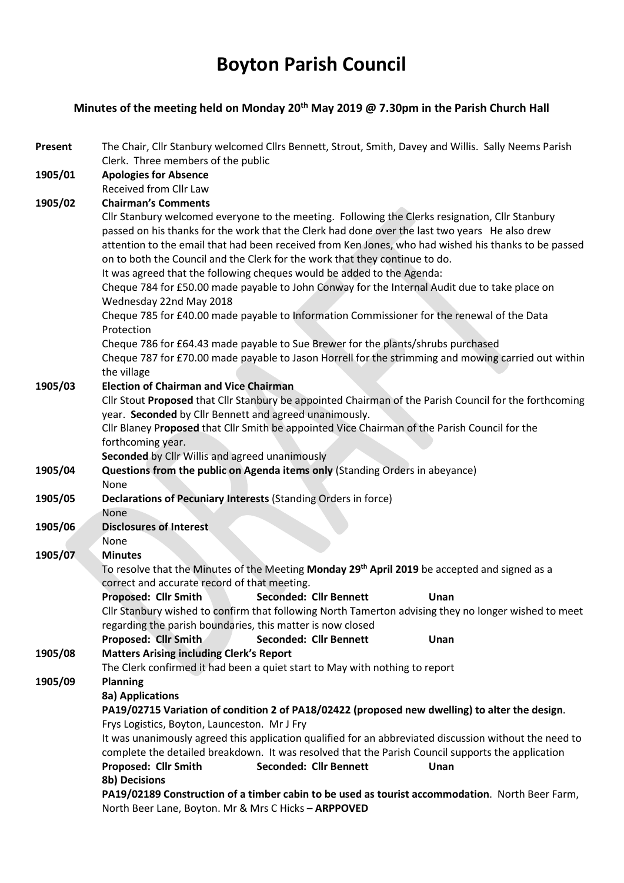# Boyton Parish Council

## Minutes of the meeting held on Monday 20th May 2019 @ 7.30pm in the Parish Church Hall

**Present** The Chair, Cllr Stanbury welcomed Cllrs Bennett, Strout, Smith, Davey and Willis. Sally Neems Parish Clerk. Three members of the public

**1905/01 Apologies for Absence**

Received from Cllr Law

**1905/02 Chairman's Comments**

Cllr Stanbury welcomed everyone to the meeting. Following the Clerks resignation, Cllr Stanbury passed on his thanks for the work that the Clerk had done over the last two years He also drew attention to the email that had been received from Ken Jones, who had wished his thanks to be passed on to both the Council and the Clerk for the work that they continue to do.

It was agreed that the following cheques would be added to the Agenda:

Cheque 784 for £50.00 made payable to John Conway for the Internal Audit due to take place on Wednesday 22nd May 2018

Cheque 785 for £40.00 made payable to Information Commissioner for the renewal of the Data Protection

Cheque 786 for £64.43 made payable to Sue Brewer for the plants/shrubs purchased

Cheque 787 for £70.00 made payable to Jason Horrell for the strimming and mowing carried out within the village

**1905/03 Election of Chairman and Vice Chairman**

Cllr Stout **Proposed** that Cllr Stanbury be appointed Chairman of the Parish Council for the forthcoming year. **Seconded** by Cllr Bennett and agreed unanimously.

Cllr Blaney P**roposed** that Cllr Smith be appointed Vice Chairman of the Parish Council for the forthcoming year.

**Seconded** by Cllr Willis and agreed unanimously

**1905/04 Questions from the public on Agenda items only** (Standing Orders in abeyance)

None

**1905/05 Declarations of Pecuniary Interests** (Standing Orders in force)

None

**1905/06 Disclosures of Interest**

None

**1905/07 Minutes**

To resolve that the Minutes of the Meeting **Monday 29th April 2019** be accepted and signed as a correct and accurate record of that meeting.

**Proposed: Cllr Smith** **Seconded: Cllr Bennett** **Unan**

Cllr Stanbury wished to confirm that following North Tamerton advising they no longer wished to meet regarding the parish boundaries, this matter is now closed

**Proposed: Cllr Smith** **Seconded: Cllr Bennett** **Unan**

**1905/08 Matters Arising including Clerk's Report**

The Clerk confirmed it had been a quiet start to May with nothing to report

**1905/09 Planning**

**8a) Applications**

**PA19/02715 Variation of condition 2 of PA18/02422 (proposed new dwelling) to alter the design**. Frys Logistics, Boyton, Launceston. Mr J Fry

It was unanimously agreed this application qualified for an abbreviated discussion without the need to complete the detailed breakdown. It was resolved that the Parish Council supports the application

**Proposed: Cllr Smith** **Seconded: Cllr Bennett** **Unan**

**8b) Decisions**

**PA19/02189 Construction of a timber cabin to be used as tourist accommodation**. North Beer Farm, North Beer Lane, Boyton. Mr & Mrs C Hicks – **ARPPOVED**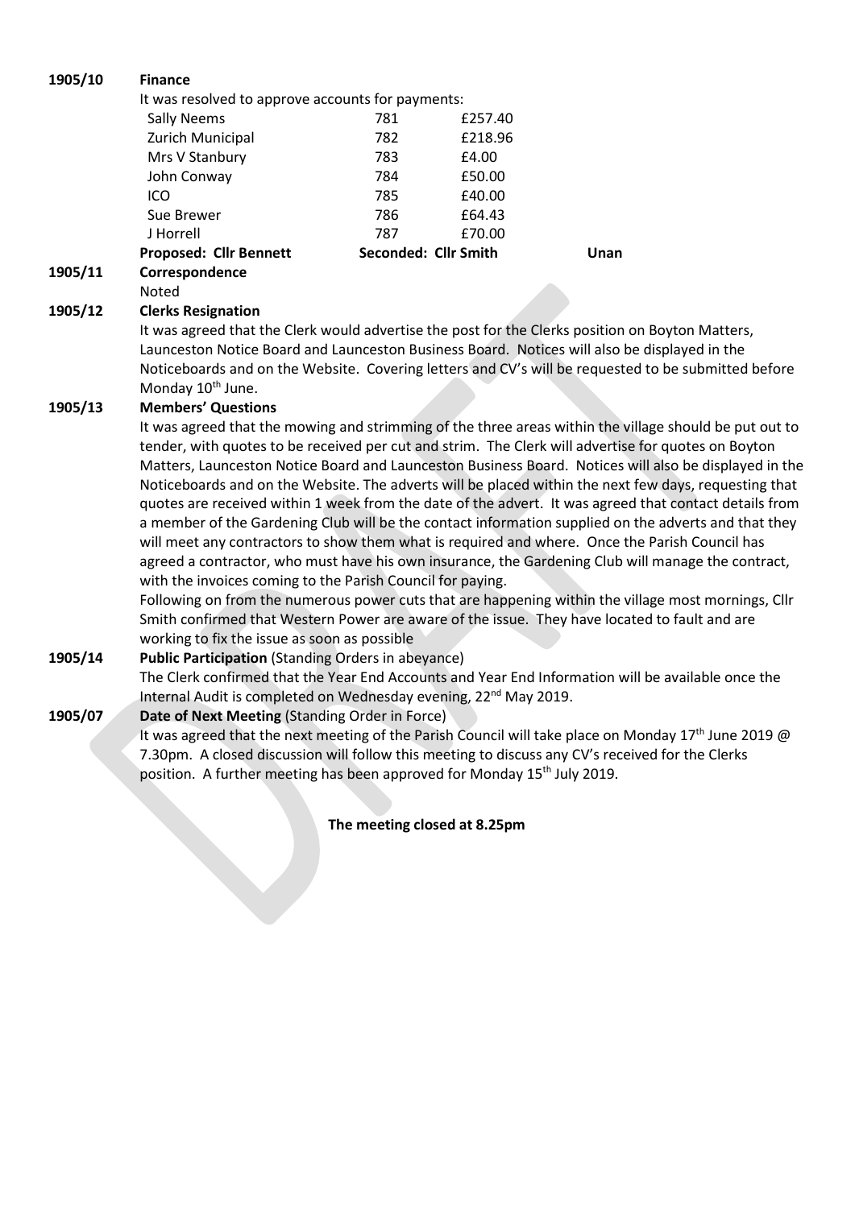**1905/10 Finance**

It was resolved to approve accounts for payments:

| | | |
|---|---|---|
| Sally Neems | 781 | £257.40 |
| Zurich Municipal | 782 | £218.96 |
| Mrs V Stanbury | 783 | £4.00 |
| John Conway | 784 | £50.00 |
| ICO | 785 | £40.00 |
| Sue Brewer | 786 | £64.43 |
| J Horrell | 787 | £70.00 |

**Proposed: Cllr Bennett** **Seconded: Cllr Smith** **Unan**

**1905/11 Correspondence**

Noted

**1905/12 Clerks Resignation**

It was agreed that the Clerk would advertise the post for the Clerks position on Boyton Matters, Launceston Notice Board and Launceston Business Board. Notices will also be displayed in the Noticeboards and on the Website. Covering letters and CV's will be requested to be submitted before Monday 10th June.

**1905/13 Members' Questions**

It was agreed that the mowing and strimming of the three areas within the village should be put out to tender, with quotes to be received per cut and strim. The Clerk will advertise for quotes on Boyton Matters, Launceston Notice Board and Launceston Business Board. Notices will also be displayed in the Noticeboards and on the Website. The adverts will be placed within the next few days, requesting that quotes are received within 1 week from the date of the advert. It was agreed that contact details from a member of the Gardening Club will be the contact information supplied on the adverts and that they will meet any contractors to show them what is required and where. Once the Parish Council has agreed a contractor, who must have his own insurance, the Gardening Club will manage the contract, with the invoices coming to the Parish Council for paying.

Following on from the numerous power cuts that are happening within the village most mornings, Cllr Smith confirmed that Western Power are aware of the issue. They have located to fault and are working to fix the issue as soon as possible

**1905/14 Public Participation** (Standing Orders in abeyance)

The Clerk confirmed that the Year End Accounts and Year End Information will be available once the Internal Audit is completed on Wednesday evening, 22nd May 2019.

**1905/07 Date of Next Meeting** (Standing Order in Force)

It was agreed that the next meeting of the Parish Council will take place on Monday 17th June 2019 @ 7.30pm. A closed discussion will follow this meeting to discuss any CV's received for the Clerks position. A further meeting has been approved for Monday 15th July 2019.

**The meeting closed at 8.25pm**